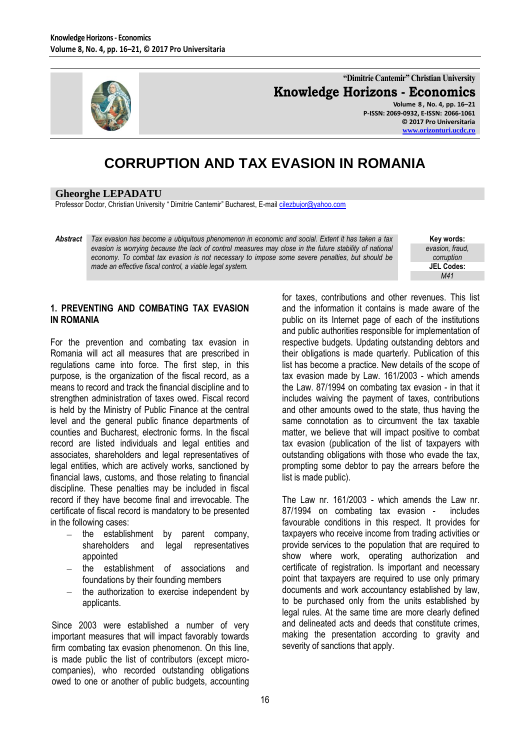# CORRUPTION AND TAX EVASION IN ROMANIA

**Gheorghe LEPADATU**

Professor Doctor, Christian University " Dimitrie Cantemir" Bucharest, E-mail cilezbujor@yahoo.com

***Abstract*** *Tax evasion has become a ubiquitous phenomenon in economic and social. Extent it has taken a tax evasion is worrying because the lack of control measures may close in the future stability of national economy. To combat tax evasion is not necessary to impose some severe penalties, but should be made an effective fiscal control, a viable legal system.*

**Key words:** *evasion, fraud, corruption*

**JEL Codes:** *M41*

## 1. PREVENTING AND COMBATING TAX EVASION IN ROMANIA

For the prevention and combating tax evasion in Romania will act all measures that are prescribed in regulations came into force. The first step, in this purpose, is the organization of the fiscal record, as a means to record and track the financial discipline and to strengthen administration of taxes owed. Fiscal record is held by the Ministry of Public Finance at the central level and the general public finance departments of counties and Bucharest, electronic forms. In the fiscal record are listed individuals and legal entities and associates, shareholders and legal representatives of legal entities, which are actively works, sanctioned by financial laws, customs, and those relating to financial discipline. These penalties may be included in fiscal record if they have become final and irrevocable. The certificate of fiscal record is mandatory to be presented in the following cases:

- the establishment by parent company, shareholders and legal representatives appointed
- the establishment of associations and foundations by their founding members
- the authorization to exercise independent by applicants.

Since 2003 were established a number of very important measures that will impact favorably towards firm combating tax evasion phenomenon. On this line, is made public the list of contributors (except micro-companies), who recorded outstanding obligations owed to one or another of public budgets, accounting for taxes, contributions and other revenues. This list and the information it contains is made aware of the public on its Internet page of each of the institutions and public authorities responsible for implementation of respective budgets. Updating outstanding debtors and their obligations is made quarterly. Publication of this list has become a practice. New details of the scope of tax evasion made by Law. 161/2003 - which amends the Law. 87/1994 on combating tax evasion - in that it includes waiving the payment of taxes, contributions and other amounts owed to the state, thus having the same connotation as to circumvent the tax taxable matter, we believe that will impact positive to combat tax evasion (publication of the list of taxpayers with outstanding obligations with those who evade the tax, prompting some debtor to pay the arrears before the list is made public).

The Law nr. 161/2003 - which amends the Law nr. 87/1994 on combating tax evasion - includes favourable conditions in this respect. It provides for taxpayers who receive income from trading activities or provide services to the population that are required to show where work, operating authorization and certificate of registration. Is important and necessary point that taxpayers are required to use only primary documents and work accountancy established by law, to be purchased only from the units established by legal rules. At the same time are more clearly defined and delineated acts and deeds that constitute crimes, making the presentation according to gravity and severity of sanctions that apply.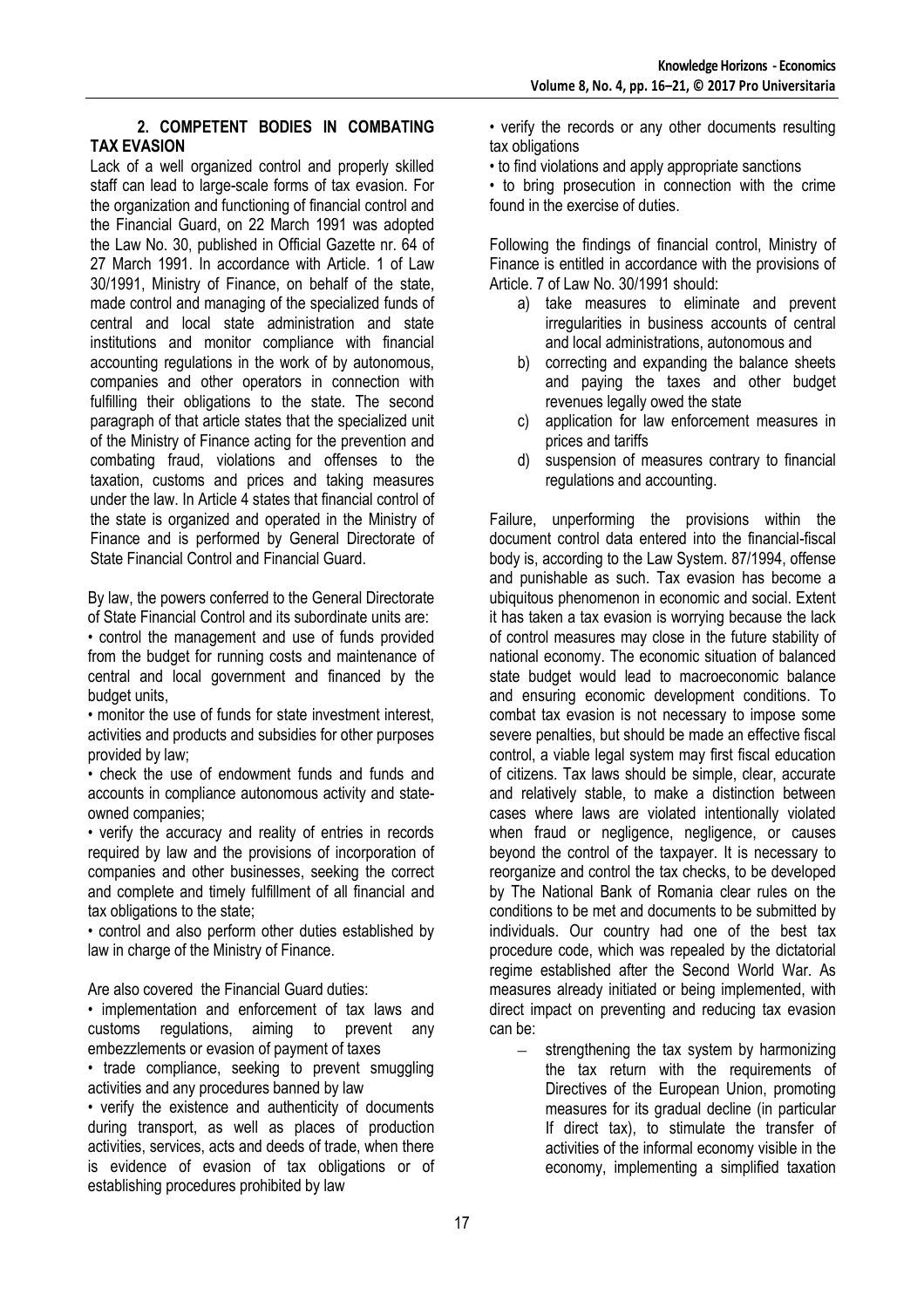## 2. COMPETENT BODIES IN COMBATING TAX EVASION

Lack of a well organized control and properly skilled staff can lead to large-scale forms of tax evasion. For the organization and functioning of financial control and the Financial Guard, on 22 March 1991 was adopted the Law No. 30, published in Official Gazette nr. 64 of 27 March 1991. In accordance with Article. 1 of Law 30/1991, Ministry of Finance, on behalf of the state, made control and managing of the specialized funds of central and local state administration and state institutions and monitor compliance with financial accounting regulations in the work of by autonomous, companies and other operators in connection with fulfilling their obligations to the state. The second paragraph of that article states that the specialized unit of the Ministry of Finance acting for the prevention and combating fraud, violations and offenses to the taxation, customs and prices and taking measures under the law. In Article 4 states that financial control of the state is organized and operated in the Ministry of Finance and is performed by General Directorate of State Financial Control and Financial Guard.

By law, the powers conferred to the General Directorate of State Financial Control and its subordinate units are:

• control the management and use of funds provided from the budget for running costs and maintenance of central and local government and financed by the budget units,

• monitor the use of funds for state investment interest, activities and products and subsidies for other purposes provided by law;

• check the use of endowment funds and funds and accounts in compliance autonomous activity and state-owned companies;

• verify the accuracy and reality of entries in records required by law and the provisions of incorporation of companies and other businesses, seeking the correct and complete and timely fulfillment of all financial and tax obligations to the state;

• control and also perform other duties established by law in charge of the Ministry of Finance.

Are also covered the Financial Guard duties:

• implementation and enforcement of tax laws and customs regulations, aiming to prevent any embezzlements or evasion of payment of taxes

• trade compliance, seeking to prevent smuggling activities and any procedures banned by law

• verify the existence and authenticity of documents during transport, as well as places of production activities, services, acts and deeds of trade, when there is evidence of evasion of tax obligations or of establishing procedures prohibited by law

• verify the records or any other documents resulting tax obligations

• to find violations and apply appropriate sanctions

• to bring prosecution in connection with the crime found in the exercise of duties.

Following the findings of financial control, Ministry of Finance is entitled in accordance with the provisions of Article. 7 of Law No. 30/1991 should:

a) take measures to eliminate and prevent irregularities in business accounts of central and local administrations, autonomous and
b) correcting and expanding the balance sheets and paying the taxes and other budget revenues legally owed the state
c) application for law enforcement measures in prices and tariffs
d) suspension of measures contrary to financial regulations and accounting.

Failure, unperforming the provisions within the document control data entered into the financial-fiscal body is, according to the Law System. 87/1994, offense and punishable as such. Tax evasion has become a ubiquitous phenomenon in economic and social. Extent it has taken a tax evasion is worrying because the lack of control measures may close in the future stability of national economy. The economic situation of balanced state budget would lead to macroeconomic balance and ensuring economic development conditions. To combat tax evasion is not necessary to impose some severe penalties, but should be made an effective fiscal control, a viable legal system may first fiscal education of citizens. Tax laws should be simple, clear, accurate and relatively stable, to make a distinction between cases where laws are violated intentionally violated when fraud or negligence, negligence, or causes beyond the control of the taxpayer. It is necessary to reorganize and control the tax checks, to be developed by The National Bank of Romania clear rules on the conditions to be met and documents to be submitted by individuals. Our country had one of the best tax procedure code, which was repealed by the dictatorial regime established after the Second World War. As measures already initiated or being implemented, with direct impact on preventing and reducing tax evasion can be:

- strengthening the tax system by harmonizing the tax return with the requirements of Directives of the European Union, promoting measures for its gradual decline (in particular If direct tax), to stimulate the transfer of activities of the informal economy visible in the economy, implementing a simplified taxation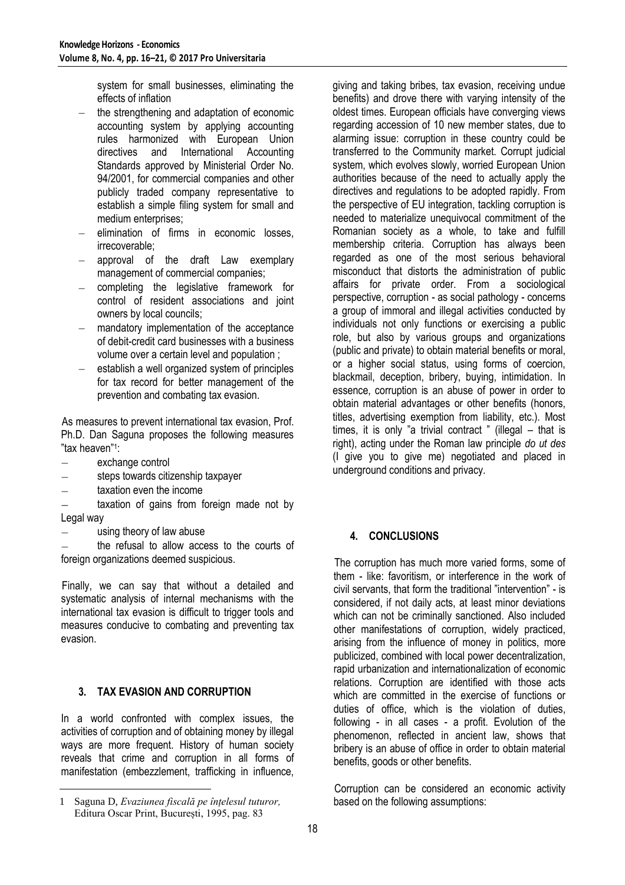system for small businesses, eliminating the effects of inflation

- the strengthening and adaptation of economic accounting system by applying accounting rules harmonized with European Union directives and International Accounting Standards approved by Ministerial Order No. 94/2001, for commercial companies and other publicly traded company representative to establish a simple filing system for small and medium enterprises;
- elimination of firms in economic losses, irrecoverable;
- approval of the draft Law exemplary management of commercial companies;
- completing the legislative framework for control of resident associations and joint owners by local councils;
- mandatory implementation of the acceptance of debit-credit card businesses with a business volume over a certain level and population ;
- establish a well organized system of principles for tax record for better management of the prevention and combating tax evasion.

As measures to prevent international tax evasion, Prof. Ph.D. Dan Saguna proposes the following measures "tax heaven"[1]:

- exchange control
- steps towards citizenship taxpayer
- taxation even the income
- taxation of gains from foreign made not by Legal way
- using theory of law abuse
- the refusal to allow access to the courts of foreign organizations deemed suspicious.

Finally, we can say that without a detailed and systematic analysis of internal mechanisms with the international tax evasion is difficult to trigger tools and measures conducive to combating and preventing tax evasion.

## 3. TAX EVASION AND CORRUPTION

In a world confronted with complex issues, the activities of corruption and of obtaining money by illegal ways are more frequent. History of human society reveals that crime and corruption in all forms of manifestation (embezzlement, trafficking in influence, giving and taking bribes, tax evasion, receiving undue benefits) and drove there with varying intensity of the oldest times. European officials have converging views regarding accession of 10 new member states, due to alarming issue: corruption in these country could be transferred to the Community market. Corrupt judicial system, which evolves slowly, worried European Union authorities because of the need to actually apply the directives and regulations to be adopted rapidly. From the perspective of EU integration, tackling corruption is needed to materialize unequivocal commitment of the Romanian society as a whole, to take and fulfill membership criteria. Corruption has always been regarded as one of the most serious behavioral misconduct that distorts the administration of public affairs for private order. From a sociological perspective, corruption - as social pathology - concerns a group of immoral and illegal activities conducted by individuals not only functions or exercising a public role, but also by various groups and organizations (public and private) to obtain material benefits or moral, or a higher social status, using forms of coercion, blackmail, deception, bribery, buying, intimidation. In essence, corruption is an abuse of power in order to obtain material advantages or other benefits (honors, titles, advertising exemption from liability, etc.). Most times, it is only "a trivial contract " (illegal – that is right), acting under the Roman law principle *do ut des* (I give you to give me) negotiated and placed in underground conditions and privacy.

## 4. CONCLUSIONS

The corruption has much more varied forms, some of them - like: favoritism, or interference in the work of civil servants, that form the traditional "intervention" - is considered, if not daily acts, at least minor deviations which can not be criminally sanctioned. Also included other manifestations of corruption, widely practiced, arising from the influence of money in politics, more publicized, combined with local power decentralization, rapid urbanization and internationalization of economic relations. Corruption are identified with those acts which are committed in the exercise of functions or duties of office, which is the violation of duties, following - in all cases - a profit. Evolution of the phenomenon, reflected in ancient law, shows that bribery is an abuse of office in order to obtain material benefits, goods or other benefits.

Corruption can be considered an economic activity based on the following assumptions:

---

[1] Saguna D, *Evaziunea fiscală pe înțelesul tuturor,* Editura Oscar Print, București, 1995, pag. 83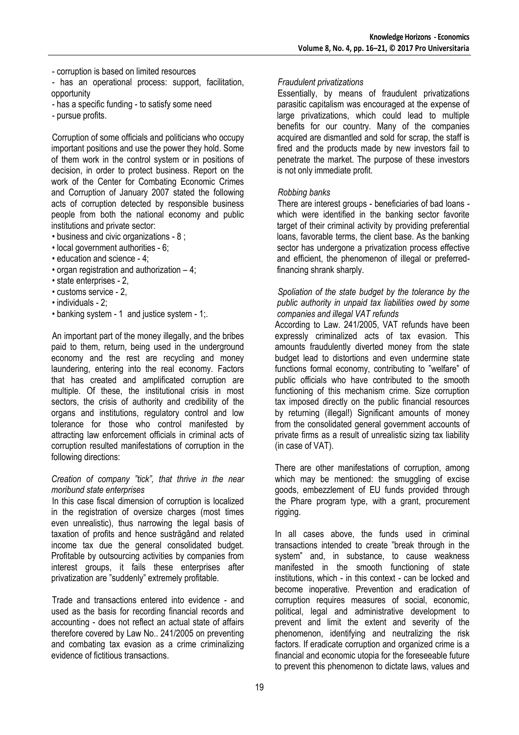- corruption is based on limited resources
- has an operational process: support, facilitation, opportunity
- has a specific funding - to satisfy some need
- pursue profits.

Corruption of some officials and politicians who occupy important positions and use the power they hold. Some of them work in the control system or in positions of decision, in order to protect business. Report on the work of the Center for Combating Economic Crimes and Corruption of January 2007 stated the following acts of corruption detected by responsible business people from both the national economy and public institutions and private sector:

- business and civic organizations - 8 ;
- local government authorities - 6;
- education and science - 4;
- organ registration and authorization – 4;
- state enterprises - 2,
- customs service - 2,
- individuals - 2;
- banking system - 1 and justice system - 1;.

An important part of the money illegally, and the bribes paid to them, return, being used in the underground economy and the rest are recycling and money laundering, entering into the real economy. Factors that has created and amplificated corruption are multiple. Of these, the institutional crisis in most sectors, the crisis of authority and credibility of the organs and institutions, regulatory control and low tolerance for those who control manifested by attracting law enforcement officials in criminal acts of corruption resulted manifestations of corruption in the following directions:

*Creation of company "tick", that thrive in the near moribund state enterprises*

In this case fiscal dimension of corruption is localized in the registration of oversize charges (most times even unrealistic), thus narrowing the legal basis of taxation of profits and hence sustrăgând and related income tax due the general consolidated budget. Profitable by outsourcing activities by companies from interest groups, it fails these enterprises after privatization are "suddenly" extremely profitable.

Trade and transactions entered into evidence - and used as the basis for recording financial records and accounting - does not reflect an actual state of affairs therefore covered by Law No.. 241/2005 on preventing and combating tax evasion as a crime criminalizing evidence of fictitious transactions.

*Fraudulent privatizations*

Essentially, by means of fraudulent privatizations parasitic capitalism was encouraged at the expense of large privatizations, which could lead to multiple benefits for our country. Many of the companies acquired are dismantled and sold for scrap, the staff is fired and the products made by new investors fail to penetrate the market. The purpose of these investors is not only immediate profit.

*Robbing banks*

There are interest groups - beneficiaries of bad loans - which were identified in the banking sector favorite target of their criminal activity by providing preferential loans, favorable terms, the client base. As the banking sector has undergone a privatization process effective and efficient, the phenomenon of illegal or preferred-financing shrank sharply.

*Spoliation of the state budget by the tolerance by the public authority in unpaid tax liabilities owed by some companies and illegal VAT refunds*

According to Law. 241/2005, VAT refunds have been expressly criminalized acts of tax evasion. This amounts fraudulently diverted money from the state budget lead to distortions and even undermine state functions formal economy, contributing to "welfare" of public officials who have contributed to the smooth functioning of this mechanism crime. Size corruption tax imposed directly on the public financial resources by returning (illegal!) Significant amounts of money from the consolidated general government accounts of private firms as a result of unrealistic sizing tax liability (in case of VAT).

There are other manifestations of corruption, among which may be mentioned: the smuggling of excise goods, embezzlement of EU funds provided through the Phare program type, with a grant, procurement rigging.

In all cases above, the funds used in criminal transactions intended to create "break through in the system" and, in substance, to cause weakness manifested in the smooth functioning of state institutions, which - in this context - can be locked and become inoperative. Prevention and eradication of corruption requires measures of social, economic, political, legal and administrative development to prevent and limit the extent and severity of the phenomenon, identifying and neutralizing the risk factors. If eradicate corruption and organized crime is a financial and economic utopia for the foreseeable future to prevent this phenomenon to dictate laws, values and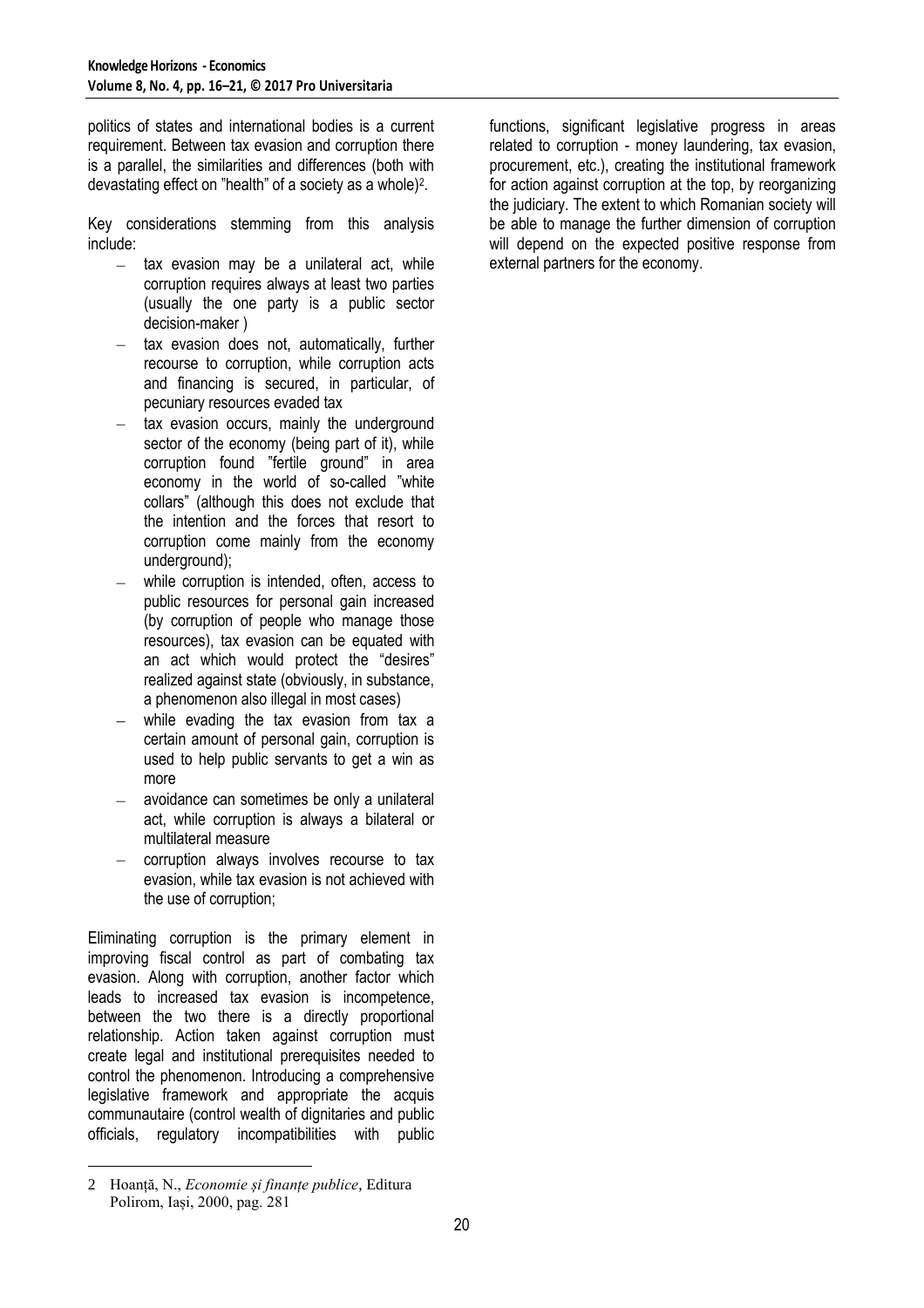politics of states and international bodies is a current requirement. Between tax evasion and corruption there is a parallel, the similarities and differences (both with devastating effect on "health" of a society as a whole)[2].

Key considerations stemming from this analysis include:

- tax evasion may be a unilateral act, while corruption requires always at least two parties (usually the one party is a public sector decision-maker )
- tax evasion does not, automatically, further recourse to corruption, while corruption acts and financing is secured, in particular, of pecuniary resources evaded tax
- tax evasion occurs, mainly the underground sector of the economy (being part of it), while corruption found "fertile ground" in area economy in the world of so-called "white collars" (although this does not exclude that the intention and the forces that resort to corruption come mainly from the economy underground);
- while corruption is intended, often, access to public resources for personal gain increased (by corruption of people who manage those resources), tax evasion can be equated with an act which would protect the "desires" realized against state (obviously, in substance, a phenomenon also illegal in most cases)
- while evading the tax evasion from tax a certain amount of personal gain, corruption is used to help public servants to get a win as more
- avoidance can sometimes be only a unilateral act, while corruption is always a bilateral or multilateral measure
- corruption always involves recourse to tax evasion, while tax evasion is not achieved with the use of corruption;

Eliminating corruption is the primary element in improving fiscal control as part of combating tax evasion. Along with corruption, another factor which leads to increased tax evasion is incompetence, between the two there is a directly proportional relationship. Action taken against corruption must create legal and institutional prerequisites needed to control the phenomenon. Introducing a comprehensive legislative framework and appropriate the acquis communautaire (control wealth of dignitaries and public officials, regulatory incompatibilities with public functions, significant legislative progress in areas related to corruption - money laundering, tax evasion, procurement, etc.), creating the institutional framework for action against corruption at the top, by reorganizing the judiciary. The extent to which Romanian society will be able to manage the further dimension of corruption will depend on the expected positive response from external partners for the economy.

---

2 Hoanță, N., *Economie și finanțe publice*, Editura Polirom, Iași, 2000, pag. 281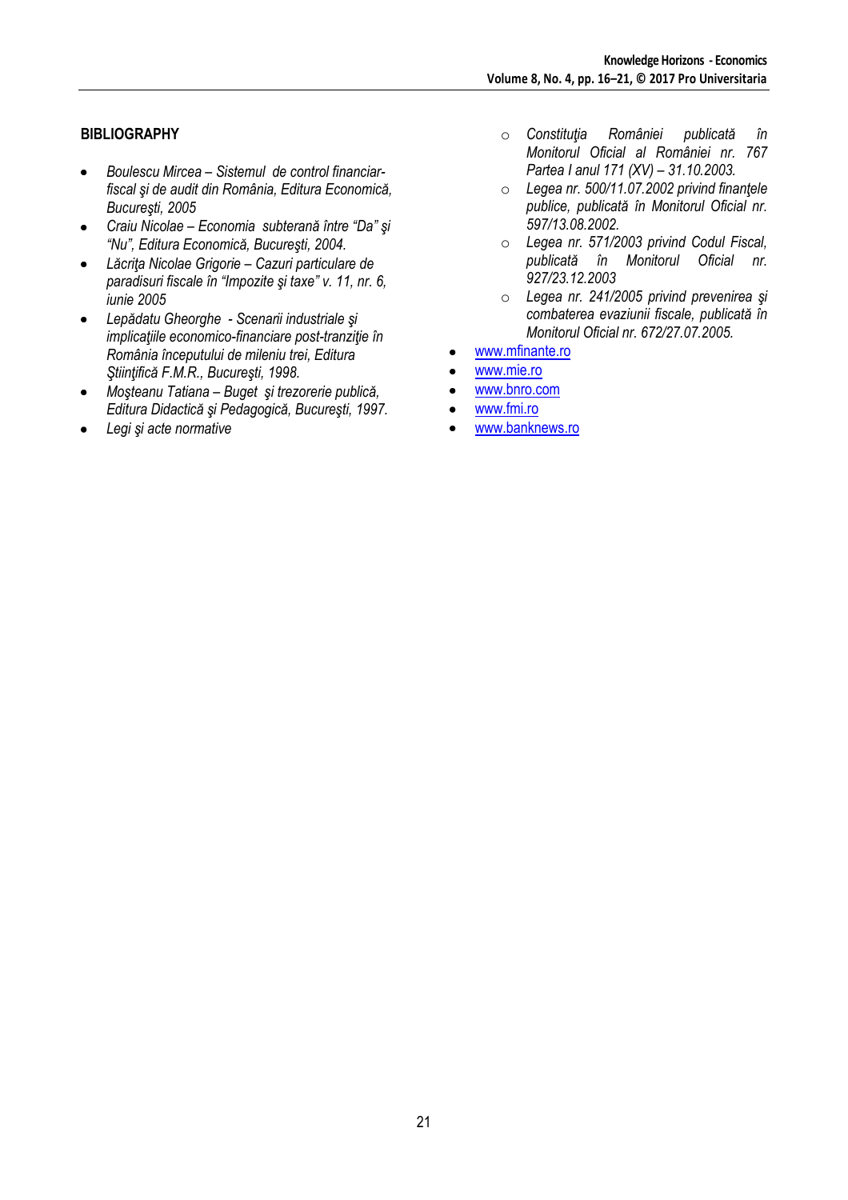## BIBLIOGRAPHY

- *Boulescu Mircea – Sistemul de control financiar-fiscal şi de audit din România, Editura Economică, Bucureşti, 2005*
- *Craiu Nicolae – Economia subterană între "Da" şi "Nu", Editura Economică, Bucureşti, 2004.*
- *Lăcriţa Nicolae Grigorie – Cazuri particulare de paradisuri fiscale în "Impozite şi taxe" v. 11, nr. 6, iunie 2005*
- *Lepădatu Gheorghe - Scenarii industriale şi implicaţiile economico-financiare post-tranziţie în România începutului de mileniu trei, Editura Ştiinţifică F.M.R., Bucureşti, 1998.*
- *Moşteanu Tatiana – Buget şi trezorerie publică, Editura Didactică şi Pedagogică, Bucureşti, 1997.*
- *Legi şi acte normative*
  - *Constituţia României publicată în Monitorul Oficial al României nr. 767 Partea I anul 171 (XV) – 31.10.2003.*
  - *Legea nr. 500/11.07.2002 privind finanţele publice, publicată în Monitorul Oficial nr. 597/13.08.2002.*
  - *Legea nr. 571/2003 privind Codul Fiscal, publicată în Monitorul Oficial nr. 927/23.12.2003*
  - *Legea nr. 241/2005 privind prevenirea şi combaterea evaziunii fiscale, publicată în Monitorul Oficial nr. 672/27.07.2005.*
- www.mfinante.ro
- www.mie.ro
- www.bnro.com
- www.fmi.ro
- www.banknews.ro